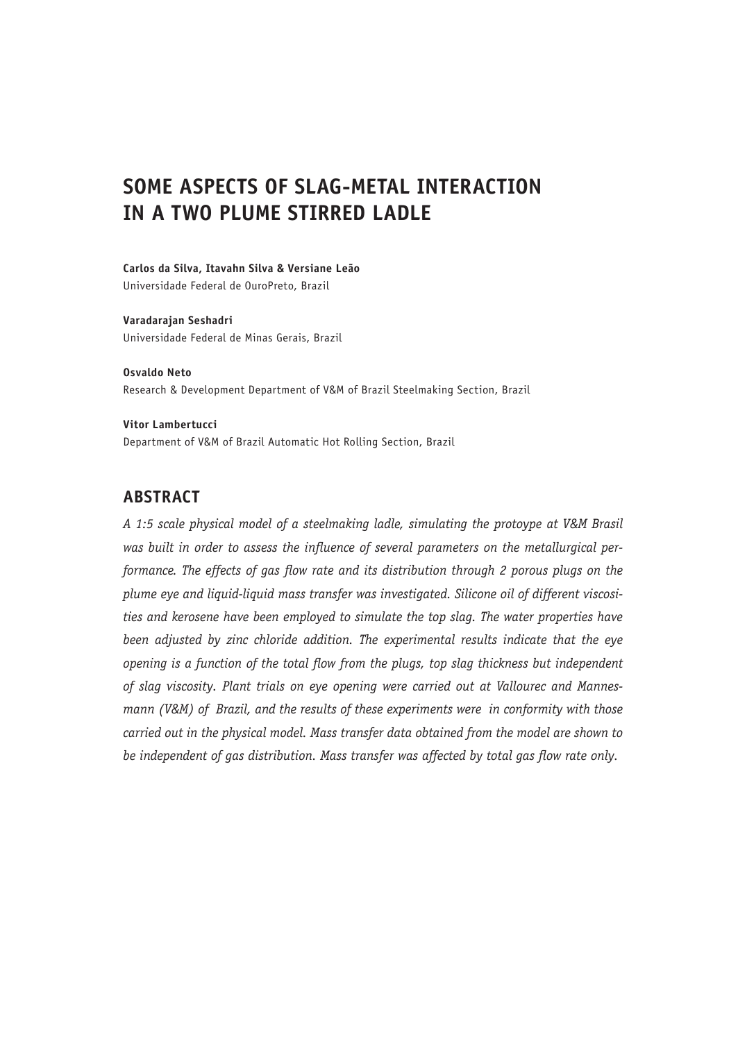# SOME ASPECTS OF SLAG-METAL INTERACTION IN A TWO PLUME STIRRED LADLE

**Carlos da Silva, Itavahn Silva & Versiane Leão**
Universidade Federal de OuroPreto, Brazil

**Varadarajan Seshadri**
Universidade Federal de Minas Gerais, Brazil

**Osvaldo Neto**
Research & Development Department of V&M of Brazil Steelmaking Section, Brazil

**Vitor Lambertucci**
Department of V&M of Brazil Automatic Hot Rolling Section, Brazil

## ABSTRACT

*A 1:5 scale physical model of a steelmaking ladle, simulating the protoype at V&M Brasil was built in order to assess the influence of several parameters on the metallurgical performance. The effects of gas flow rate and its distribution through 2 porous plugs on the plume eye and liquid-liquid mass transfer was investigated. Silicone oil of different viscosities and kerosene have been employed to simulate the top slag. The water properties have been adjusted by zinc chloride addition. The experimental results indicate that the eye opening is a function of the total flow from the plugs, top slag thickness but independent of slag viscosity. Plant trials on eye opening were carried out at Vallourec and Mannesmann (V&M) of Brazil, and the results of these experiments were in conformity with those carried out in the physical model. Mass transfer data obtained from the model are shown to be independent of gas distribution. Mass transfer was affected by total gas flow rate only.*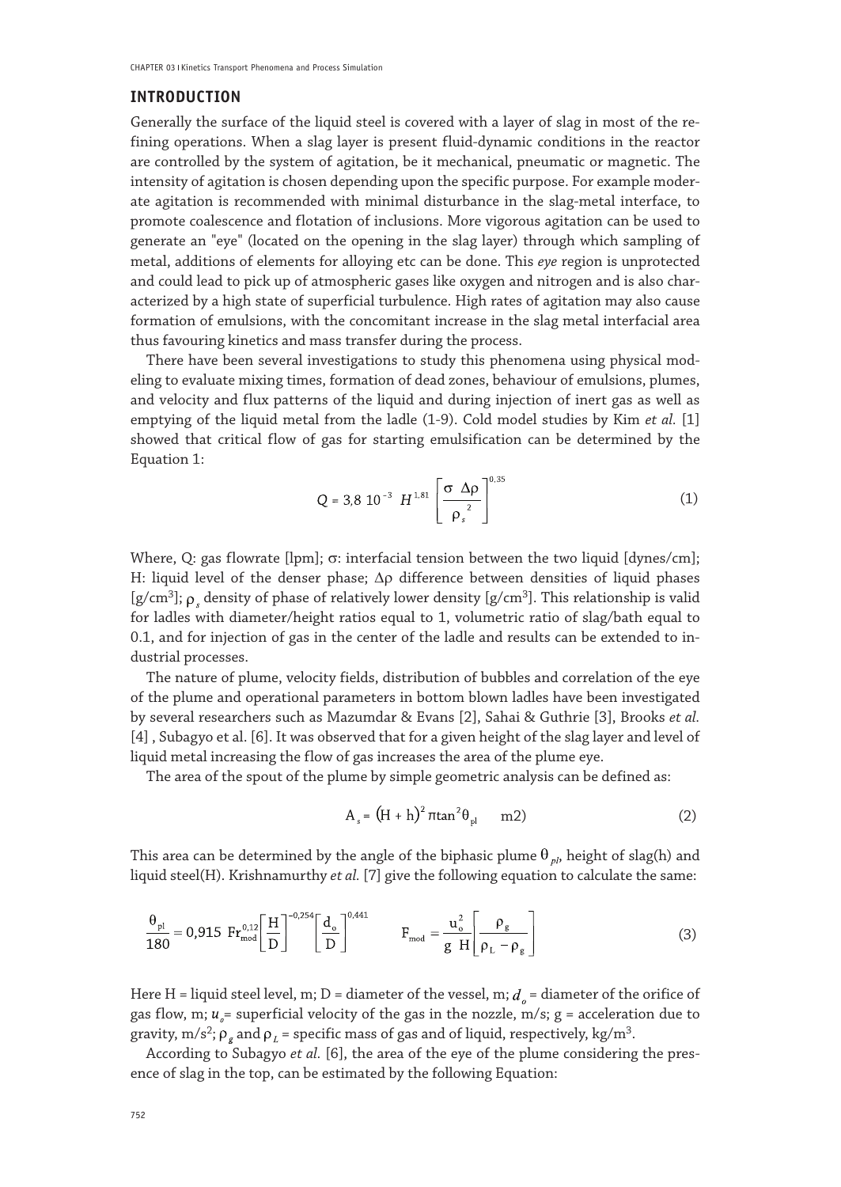## INTRODUCTION

Generally the surface of the liquid steel is covered with a layer of slag in most of the refining operations. When a slag layer is present fluid-dynamic conditions in the reactor are controlled by the system of agitation, be it mechanical, pneumatic or magnetic. The intensity of agitation is chosen depending upon the specific purpose. For example moderate agitation is recommended with minimal disturbance in the slag-metal interface, to promote coalescence and flotation of inclusions. More vigorous agitation can be used to generate an "eye" (located on the opening in the slag layer) through which sampling of metal, additions of elements for alloying etc can be done. This *eye* region is unprotected and could lead to pick up of atmospheric gases like oxygen and nitrogen and is also characterized by a high state of superficial turbulence. High rates of agitation may also cause formation of emulsions, with the concomitant increase in the slag metal interfacial area thus favouring kinetics and mass transfer during the process.

There have been several investigations to study this phenomena using physical modeling to evaluate mixing times, formation of dead zones, behaviour of emulsions, plumes, and velocity and flux patterns of the liquid and during injection of inert gas as well as emptying of the liquid metal from the ladle (1-9). Cold model studies by Kim *et al.* [1] showed that critical flow of gas for starting emulsification can be determined by the Equation 1:

$$Q = 3{,}8\ 10^{-3}\ H^{1{,}81}\left[\frac{\sigma\ \Delta\rho}{{\rho_s}^2}\right]^{0{,}35} \tag{1}$$

Where, Q: gas flowrate [lpm]; σ: interfacial tension between the two liquid [dynes/cm]; H: liquid level of the denser phase; Δρ difference between densities of liquid phases [g/cm$^3$]; $\rho_s$ density of phase of relatively lower density [g/cm$^3$]. This relationship is valid for ladles with diameter/height ratios equal to 1, volumetric ratio of slag/bath equal to 0.1, and for injection of gas in the center of the ladle and results can be extended to industrial processes.

The nature of plume, velocity fields, distribution of bubbles and correlation of the eye of the plume and operational parameters in bottom blown ladles have been investigated by several researchers such as Mazumdar & Evans [2], Sahai & Guthrie [3], Brooks *et al.* [4] , Subagyo et al. [6]. It was observed that for a given height of the slag layer and level of liquid metal increasing the flow of gas increases the area of the plume eye.

The area of the spout of the plume by simple geometric analysis can be defined as:

$$A_s = (H + h)^2\,\pi\tan^2\theta_{pl} \qquad \text{m2)} \tag{2}$$

This area can be determined by the angle of the biphasic plume $\theta_{pl}$, height of slag(h) and liquid steel(H). Krishnamurthy *et al.* [7] give the following equation to calculate the same:

$$\frac{\theta_{pl}}{180} = 0{,}915\ \mathrm{Fr}_{mod}^{0{,}12}\left[\frac{H}{D}\right]^{-0{,}254}\left[\frac{d_o}{D}\right]^{0{,}441} \qquad F_{mod} = \frac{u_o^2}{g\ H}\left[\frac{\rho_g}{\rho_L - \rho_g}\right] \tag{3}$$

Here H = liquid steel level, m; D = diameter of the vessel, m; $d_o$ = diameter of the orifice of gas flow, m; $u_o$= superficial velocity of the gas in the nozzle, m/s; g = acceleration due to gravity, m/s$^2$; $\rho_g$ and $\rho_L$ = specific mass of gas and of liquid, respectively, kg/m$^3$.

According to Subagyo *et al.* [6], the area of the eye of the plume considering the presence of slag in the top, can be estimated by the following Equation: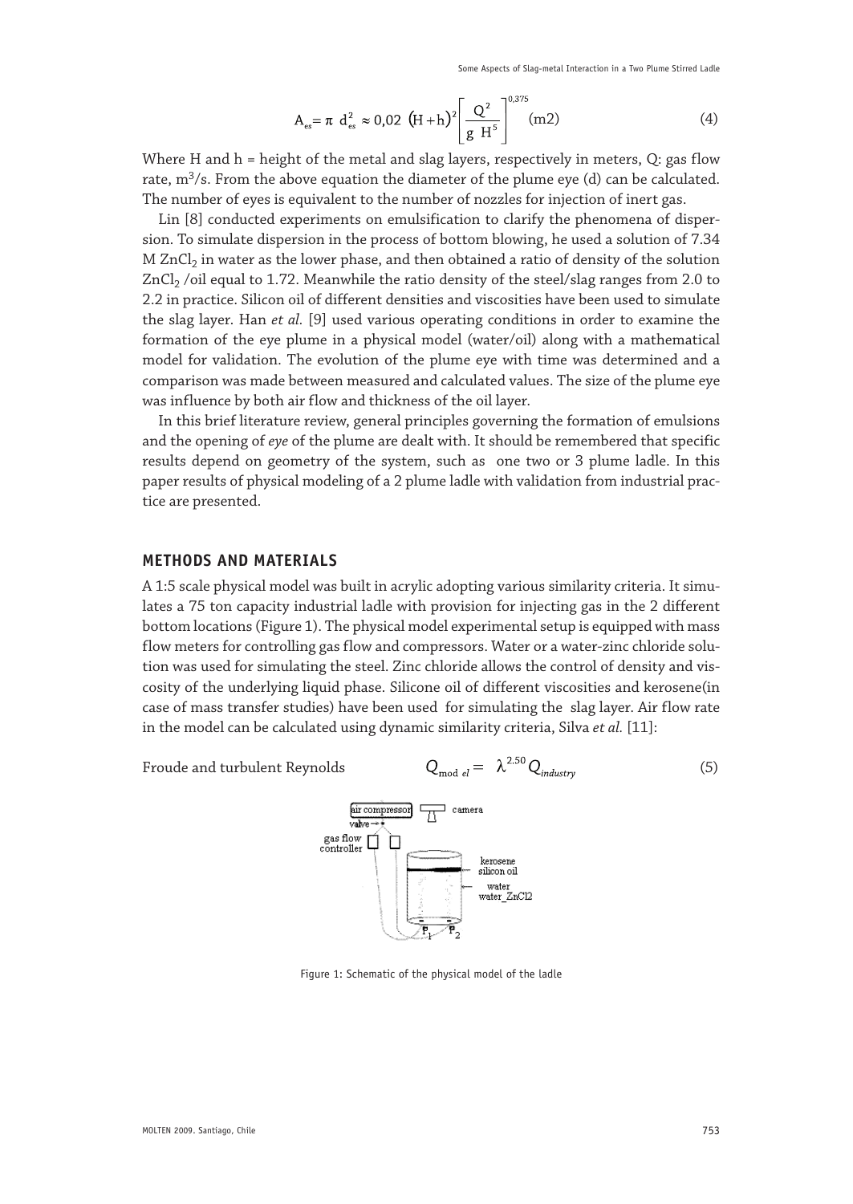$$A_{es} = \pi \ d_{es}^2 \approx 0{,}02 \ (H + h)^2 \left[ \frac{Q^2}{g \ H^5} \right]^{0{,}375} \ (m2) \tag{4}$$

Where H and h = height of the metal and slag layers, respectively in meters, Q: gas flow rate, $m^3/s$. From the above equation the diameter of the plume eye (d) can be calculated. The number of eyes is equivalent to the number of nozzles for injection of inert gas.

Lin [8] conducted experiments on emulsification to clarify the phenomena of dispersion. To simulate dispersion in the process of bottom blowing, he used a solution of 7.34 M $ZnCl_2$ in water as the lower phase, and then obtained a ratio of density of the solution $ZnCl_2$ /oil equal to 1.72. Meanwhile the ratio density of the steel/slag ranges from 2.0 to 2.2 in practice. Silicon oil of different densities and viscosities have been used to simulate the slag layer. Han *et al.* [9] used various operating conditions in order to examine the formation of the eye plume in a physical model (water/oil) along with a mathematical model for validation. The evolution of the plume eye with time was determined and a comparison was made between measured and calculated values. The size of the plume eye was influence by both air flow and thickness of the oil layer.

In this brief literature review, general principles governing the formation of emulsions and the opening of *eye* of the plume are dealt with. It should be remembered that specific results depend on geometry of the system, such as one two or 3 plume ladle. In this paper results of physical modeling of a 2 plume ladle with validation from industrial practice are presented.

## METHODS AND MATERIALS

A 1:5 scale physical model was built in acrylic adopting various similarity criteria. It simulates a 75 ton capacity industrial ladle with provision for injecting gas in the 2 different bottom locations (Figure 1). The physical model experimental setup is equipped with mass flow meters for controlling gas flow and compressors. Water or a water-zinc chloride solution was used for simulating the steel. Zinc chloride allows the control of density and viscosity of the underlying liquid phase. Silicone oil of different viscosities and kerosene(in case of mass transfer studies) have been used for simulating the slag layer. Air flow rate in the model can be calculated using dynamic similarity criteria, Silva *et al.* [11]:

Froude and turbulent Reynolds

$$Q_{model} = \lambda^{2.50} Q_{industry} \tag{5}$$

Figure 1: Schematic of the physical model of the ladle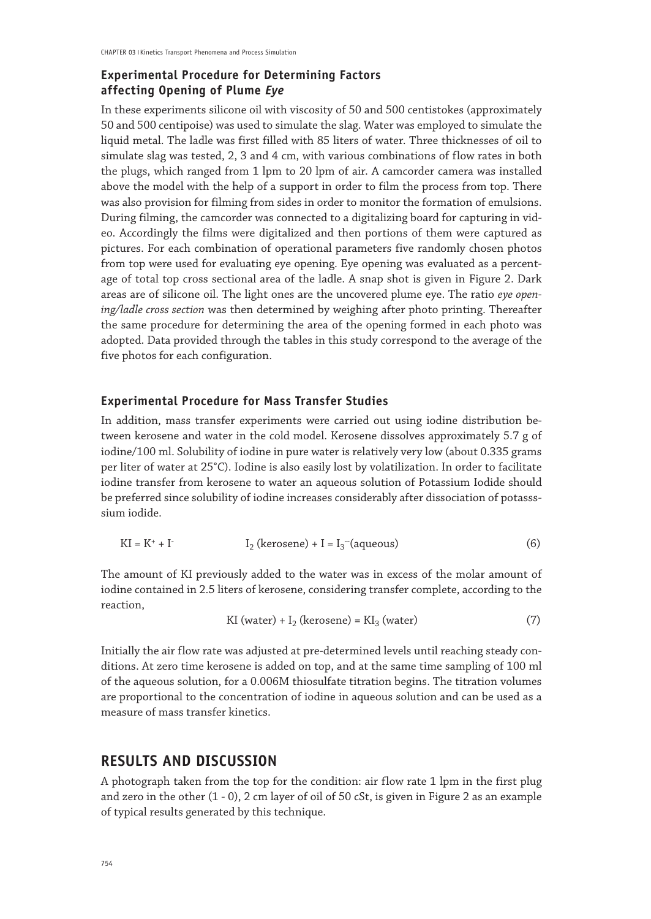### Experimental Procedure for Determining Factors affecting Opening of Plume *Eye*

In these experiments silicone oil with viscosity of 50 and 500 centistokes (approximately 50 and 500 centipoise) was used to simulate the slag. Water was employed to simulate the liquid metal. The ladle was first filled with 85 liters of water. Three thicknesses of oil to simulate slag was tested, 2, 3 and 4 cm, with various combinations of flow rates in both the plugs, which ranged from 1 lpm to 20 lpm of air. A camcorder camera was installed above the model with the help of a support in order to film the process from top. There was also provision for filming from sides in order to monitor the formation of emulsions. During filming, the camcorder was connected to a digitalizing board for capturing in video. Accordingly the films were digitalized and then portions of them were captured as pictures. For each combination of operational parameters five randomly chosen photos from top were used for evaluating eye opening. Eye opening was evaluated as a percentage of total top cross sectional area of the ladle. A snap shot is given in Figure 2. Dark areas are of silicone oil. The light ones are the uncovered plume eye. The ratio *eye opening/ladle cross section* was then determined by weighing after photo printing. Thereafter the same procedure for determining the area of the opening formed in each photo was adopted. Data provided through the tables in this study correspond to the average of the five photos for each configuration.

### Experimental Procedure for Mass Transfer Studies

In addition, mass transfer experiments were carried out using iodine distribution between kerosene and water in the cold model. Kerosene dissolves approximately 5.7 g of iodine/100 ml. Solubility of iodine in pure water is relatively very low (about 0.335 grams per liter of water at 25°C). Iodine is also easily lost by volatilization. In order to facilitate iodine transfer from kerosene to water an aqueous solution of Potassium Iodide should be preferred since solubility of iodine increases considerably after dissociation of potasssium iodide.

$$KI = K^+ + I^- \qquad I_2 \text{ (kerosene)} + I = I_3^- \text{(aqueous)} \tag{6}$$

The amount of KI previously added to the water was in excess of the molar amount of iodine contained in 2.5 liters of kerosene, considering transfer complete, according to the reaction,

$$KI \text{ (water)} + I_2 \text{ (kerosene)} = KI_3 \text{ (water)} \tag{7}$$

Initially the air flow rate was adjusted at pre-determined levels until reaching steady conditions. At zero time kerosene is added on top, and at the same time sampling of 100 ml of the aqueous solution, for a 0.006M thiosulfate titration begins. The titration volumes are proportional to the concentration of iodine in aqueous solution and can be used as a measure of mass transfer kinetics.

## RESULTS AND DISCUSSION

A photograph taken from the top for the condition: air flow rate 1 lpm in the first plug and zero in the other (1 - 0), 2 cm layer of oil of 50 cSt, is given in Figure 2 as an example of typical results generated by this technique.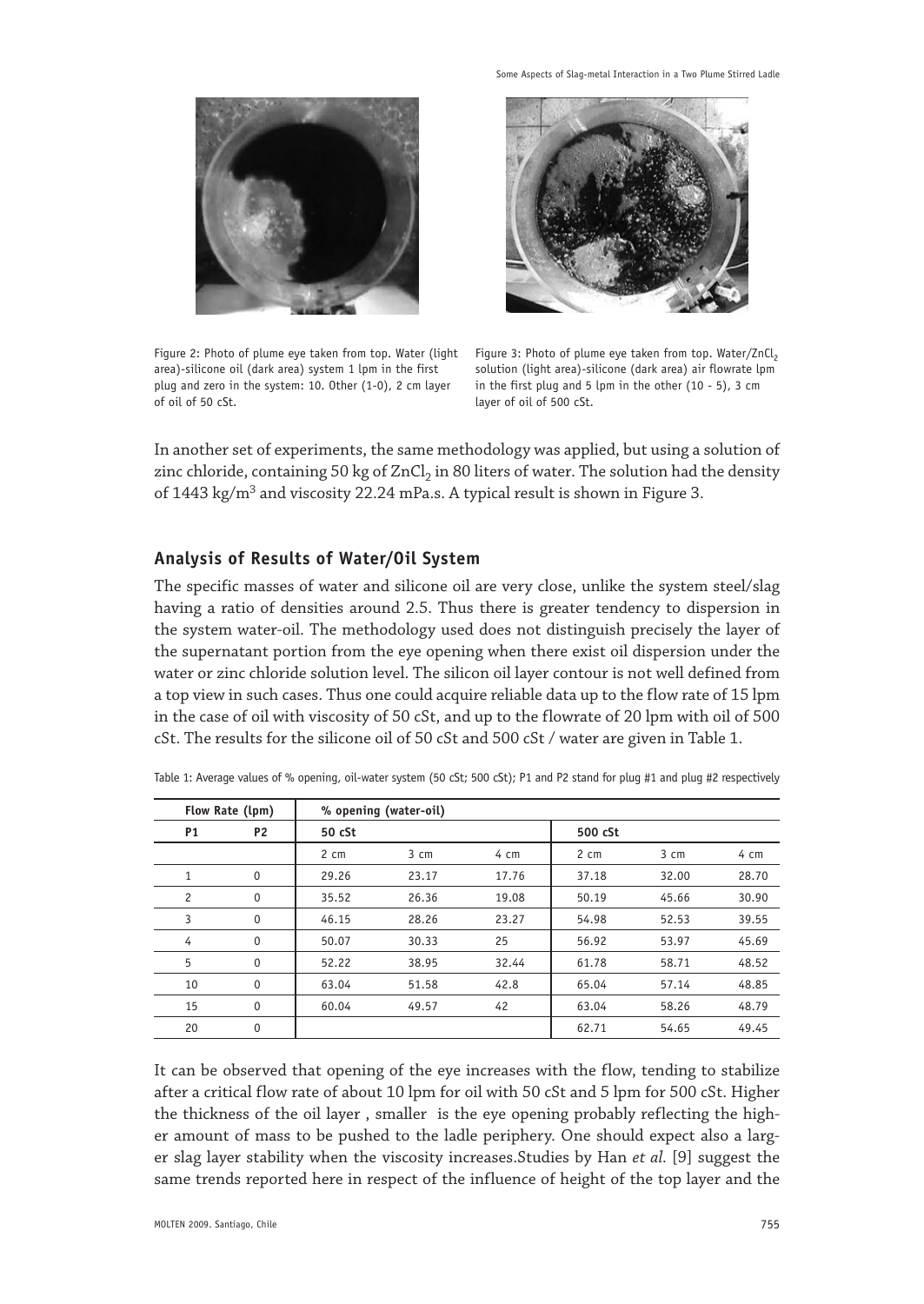Figure 2: Photo of plume eye taken from top. Water (light area)-silicone oil (dark area) system 1 lpm in the first plug and zero in the system: 10. Other (1-0), 2 cm layer of oil of 50 cSt.

Figure 3: Photo of plume eye taken from top. Water/$ZnCl_2$ solution (light area)-silicone (dark area) air flowrate lpm in the first plug and 5 lpm in the other (10 - 5), 3 cm layer of oil of 500 cSt.

In another set of experiments, the same methodology was applied, but using a solution of zinc chloride, containing 50 kg of $ZnCl_2$ in 80 liters of water. The solution had the density of 1443 kg/m$^3$ and viscosity 22.24 mPa.s. A typical result is shown in Figure 3.

## Analysis of Results of Water/Oil System

The specific masses of water and silicone oil are very close, unlike the system steel/slag having a ratio of densities around 2.5. Thus there is greater tendency to dispersion in the system water-oil. The methodology used does not distinguish precisely the layer of the supernatant portion from the eye opening when there exist oil dispersion under the water or zinc chloride solution level. The silicon oil layer contour is not well defined from a top view in such cases. Thus one could acquire reliable data up to the flow rate of 15 lpm in the case of oil with viscosity of 50 cSt, and up to the flowrate of 20 lpm with oil of 500 cSt. The results for the silicone oil of 50 cSt and 500 cSt / water are given in Table 1.

Table 1: Average values of % opening, oil-water system (50 cSt; 500 cSt); P1 and P2 stand for plug #1 and plug #2 respectively

| Flow Rate (lpm) | | % opening (water-oil) | | | | | |
|---|---|---|---|---|---|---|---|
| P1 | P2 | 50 cSt | | | 500 cSt | | |
| | | 2 cm | 3 cm | 4 cm | 2 cm | 3 cm | 4 cm |
| 1 | 0 | 29.26 | 23.17 | 17.76 | 37.18 | 32.00 | 28.70 |
| 2 | 0 | 35.52 | 26.36 | 19.08 | 50.19 | 45.66 | 30.90 |
| 3 | 0 | 46.15 | 28.26 | 23.27 | 54.98 | 52.53 | 39.55 |
| 4 | 0 | 50.07 | 30.33 | 25 | 56.92 | 53.97 | 45.69 |
| 5 | 0 | 52.22 | 38.95 | 32.44 | 61.78 | 58.71 | 48.52 |
| 10 | 0 | 63.04 | 51.58 | 42.8 | 65.04 | 57.14 | 48.85 |
| 15 | 0 | 60.04 | 49.57 | 42 | 63.04 | 58.26 | 48.79 |
| 20 | 0 | | | | 62.71 | 54.65 | 49.45 |

It can be observed that opening of the eye increases with the flow, tending to stabilize after a critical flow rate of about 10 lpm for oil with 50 cSt and 5 lpm for 500 cSt. Higher the thickness of the oil layer , smaller is the eye opening probably reflecting the higher amount of mass to be pushed to the ladle periphery. One should expect also a larger slag layer stability when the viscosity increases.Studies by Han *et al.* [9] suggest the same trends reported here in respect of the influence of height of the top layer and the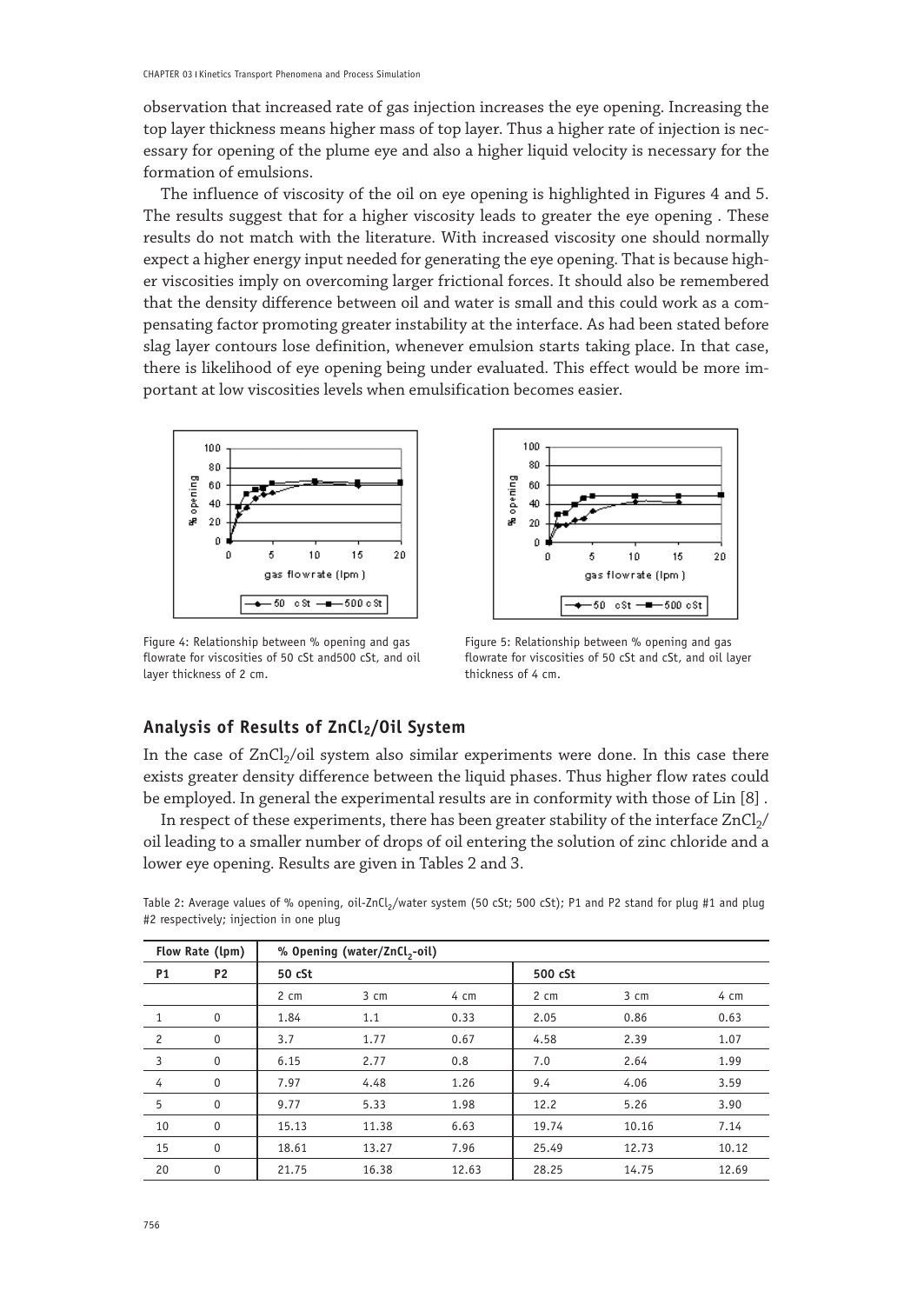observation that increased rate of gas injection increases the eye opening. Increasing the top layer thickness means higher mass of top layer. Thus a higher rate of injection is necessary for opening of the plume eye and also a higher liquid velocity is necessary for the formation of emulsions.

The influence of viscosity of the oil on eye opening is highlighted in Figures 4 and 5. The results suggest that for a higher viscosity leads to greater the eye opening . These results do not match with the literature. With increased viscosity one should normally expect a higher energy input needed for generating the eye opening. That is because higher viscosities imply on overcoming larger frictional forces. It should also be remembered that the density difference between oil and water is small and this could work as a compensating factor promoting greater instability at the interface. As had been stated before slag layer contours lose definition, whenever emulsion starts taking place. In that case, there is likelihood of eye opening being under evaluated. This effect would be more important at low viscosities levels when emulsification becomes easier.

Figure 4: Relationship between % opening and gas flowrate for viscosities of 50 cSt and500 cSt, and oil layer thickness of 2 cm.

Figure 5: Relationship between % opening and gas flowrate for viscosities of 50 cSt and cSt, and oil layer thickness of 4 cm.

## Analysis of Results of $ZnCl_2$/Oil System

In the case of $ZnCl_2$/oil system also similar experiments were done. In this case there exists greater density difference between the liquid phases. Thus higher flow rates could be employed. In general the experimental results are in conformity with those of Lin [8] .

In respect of these experiments, there has been greater stability of the interface $ZnCl_2$/oil leading to a smaller number of drops of oil entering the solution of zinc chloride and a lower eye opening. Results are given in Tables 2 and 3.

Table 2: Average values of % opening, oil-$ZnCl_2$/water system (50 cSt; 500 cSt); P1 and P2 stand for plug #1 and plug #2 respectively; injection in one plug

| Flow Rate (lpm) | | % Opening (water/$ZnCl_2$-oil) | | | | | |
|---|---|---|---|---|---|---|---|
| P1 | P2 | 50 cSt | | | 500 cSt | | |
| | | 2 cm | 3 cm | 4 cm | 2 cm | 3 cm | 4 cm |
| 1 | 0 | 1.84 | 1.1 | 0.33 | 2.05 | 0.86 | 0.63 |
| 2 | 0 | 3.7 | 1.77 | 0.67 | 4.58 | 2.39 | 1.07 |
| 3 | 0 | 6.15 | 2.77 | 0.8 | 7.0 | 2.64 | 1.99 |
| 4 | 0 | 7.97 | 4.48 | 1.26 | 9.4 | 4.06 | 3.59 |
| 5 | 0 | 9.77 | 5.33 | 1.98 | 12.2 | 5.26 | 3.90 |
| 10 | 0 | 15.13 | 11.38 | 6.63 | 19.74 | 10.16 | 7.14 |
| 15 | 0 | 18.61 | 13.27 | 7.96 | 25.49 | 12.73 | 10.12 |
| 20 | 0 | 21.75 | 16.38 | 12.63 | 28.25 | 14.75 | 12.69 |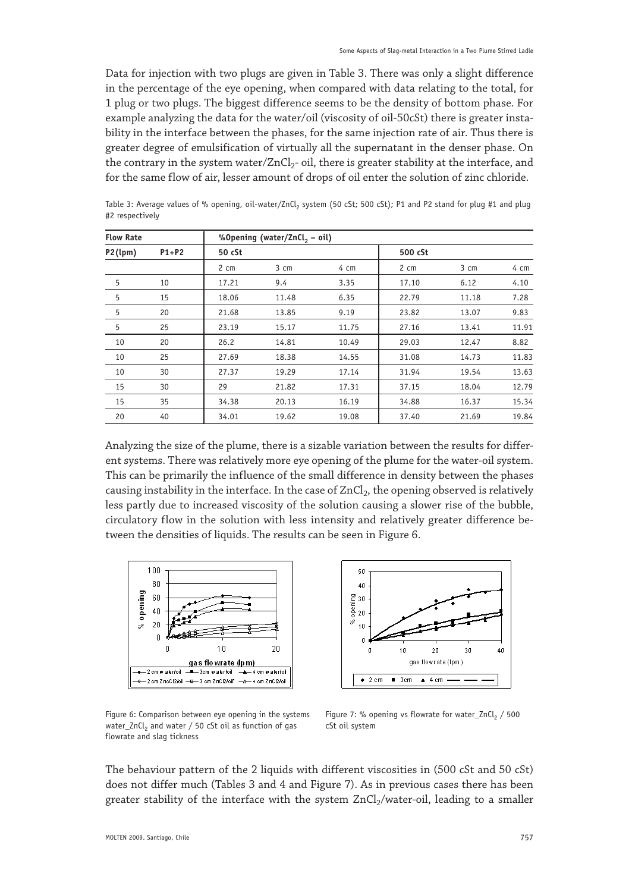Data for injection with two plugs are given in Table 3. There was only a slight difference in the percentage of the eye opening, when compared with data relating to the total, for 1 plug or two plugs. The biggest difference seems to be the density of bottom phase. For example analyzing the data for the water/oil (viscosity of oil-50cSt) there is greater instability in the interface between the phases, for the same injection rate of air. Thus there is greater degree of emulsification of virtually all the supernatant in the denser phase. On the contrary in the system water/$ZnCl_2$- oil, there is greater stability at the interface, and for the same flow of air, lesser amount of drops of oil enter the solution of zinc chloride.

Table 3: Average values of % opening, oil-water/$ZnCl_2$ system (50 cSt; 500 cSt); P1 and P2 stand for plug #1 and plug #2 respectively

| Flow Rate | | %Opening (water/$ZnCl_2$ – oil) | | | | | |
|---|---|---|---|---|---|---|---|
| P2(lpm) | P1+P2 | 50 cSt | | | 500 cSt | | |
| | | 2 cm | 3 cm | 4 cm | 2 cm | 3 cm | 4 cm |
| 5 | 10 | 17.21 | 9.4 | 3.35 | 17.10 | 6.12 | 4.10 |
| 5 | 15 | 18.06 | 11.48 | 6.35 | 22.79 | 11.18 | 7.28 |
| 5 | 20 | 21.68 | 13.85 | 9.19 | 23.82 | 13.07 | 9.83 |
| 5 | 25 | 23.19 | 15.17 | 11.75 | 27.16 | 13.41 | 11.91 |
| 10 | 20 | 26.2 | 14.81 | 10.49 | 29.03 | 12.47 | 8.82 |
| 10 | 25 | 27.69 | 18.38 | 14.55 | 31.08 | 14.73 | 11.83 |
| 10 | 30 | 27.37 | 19.29 | 17.14 | 31.94 | 19.54 | 13.63 |
| 15 | 30 | 29 | 21.82 | 17.31 | 37.15 | 18.04 | 12.79 |
| 15 | 35 | 34.38 | 20.13 | 16.19 | 34.88 | 16.37 | 15.34 |
| 20 | 40 | 34.01 | 19.62 | 19.08 | 37.40 | 21.69 | 19.84 |

Analyzing the size of the plume, there is a sizable variation between the results for different systems. There was relatively more eye opening of the plume for the water-oil system. This can be primarily the influence of the small difference in density between the phases causing instability in the interface. In the case of $ZnCl_2$, the opening observed is relatively less partly due to increased viscosity of the solution causing a slower rise of the bubble, circulatory flow in the solution with less intensity and relatively greater difference between the densities of liquids. The results can be seen in Figure 6.

Figure 6: Comparison between eye opening in the systems water_$ZnCl_2$ and water / 50 cSt oil as function of gas flowrate and slag tickness

Figure 7: % opening vs flowrate for water_$ZnCl_2$ / 500 cSt oil system

The behaviour pattern of the 2 liquids with different viscosities in (500 cSt and 50 cSt) does not differ much (Tables 3 and 4 and Figure 7). As in previous cases there has been greater stability of the interface with the system $ZnCl_2$/water-oil, leading to a smaller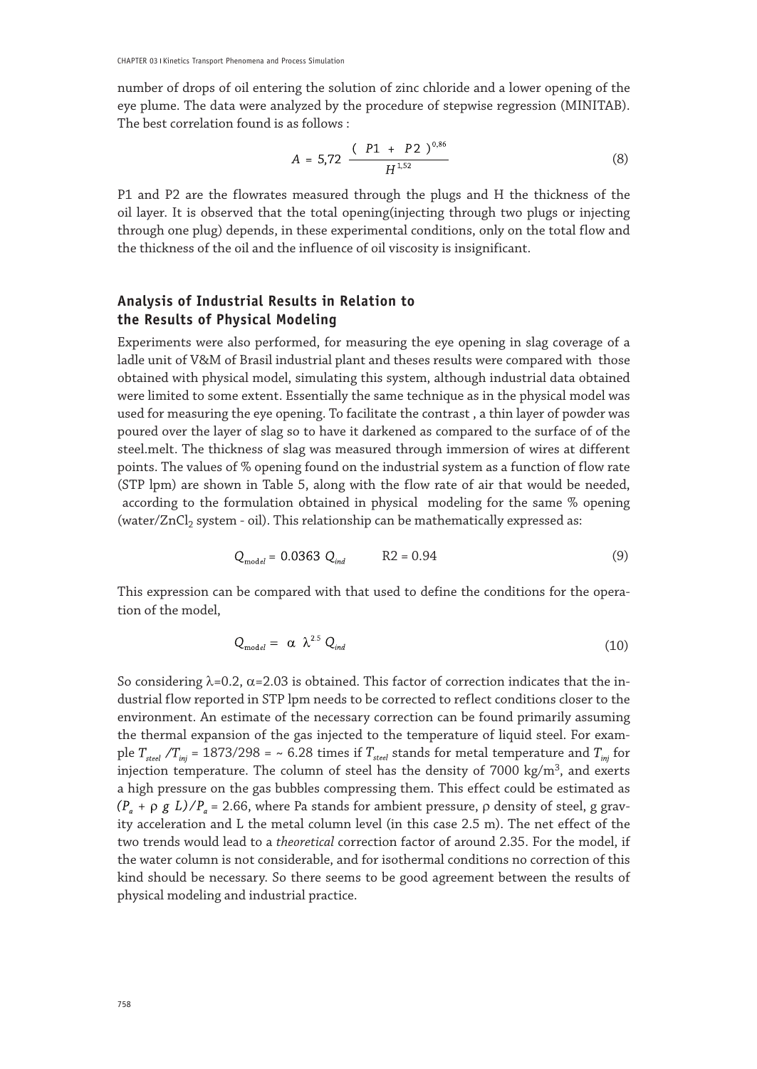number of drops of oil entering the solution of zinc chloride and a lower opening of the eye plume. The data were analyzed by the procedure of stepwise regression (MINITAB). The best correlation found is as follows :

$$A = 5{,}72 \; \frac{(P1 + P2)^{0{,}86}}{H^{1{,}52}} \tag{8}$$

P1 and P2 are the flowrates measured through the plugs and H the thickness of the oil layer. It is observed that the total opening(injecting through two plugs or injecting through one plug) depends, in these experimental conditions, only on the total flow and the thickness of the oil and the influence of oil viscosity is insignificant.

## Analysis of Industrial Results in Relation to the Results of Physical Modeling

Experiments were also performed, for measuring the eye opening in slag coverage of a ladle unit of V&M of Brasil industrial plant and theses results were compared with those obtained with physical model, simulating this system, although industrial data obtained were limited to some extent. Essentially the same technique as in the physical model was used for measuring the eye opening. To facilitate the contrast , a thin layer of powder was poured over the layer of slag so to have it darkened as compared to the surface of of the steel.melt. The thickness of slag was measured through immersion of wires at different points. The values of % opening found on the industrial system as a function of flow rate (STP lpm) are shown in Table 5, along with the flow rate of air that would be needed, according to the formulation obtained in physical modeling for the same % opening (water/$ZnCl_2$ system - oil). This relationship can be mathematically expressed as:

$$Q_{model} = 0.0363 \; Q_{ind} \qquad R2 = 0.94 \tag{9}$$

This expression can be compared with that used to define the conditions for the operation of the model,

$$Q_{model} = \alpha \; \lambda^{2.5} \; Q_{ind} \tag{10}$$

So considering $\lambda$=0.2, $\alpha$=2.03 is obtained. This factor of correction indicates that the industrial flow reported in STP lpm needs to be corrected to reflect conditions closer to the environment. An estimate of the necessary correction can be found primarily assuming the thermal expansion of the gas injected to the temperature of liquid steel. For example $T_{steel}/T_{inj}$ = 1873/298 = ~ 6.28 times if $T_{steel}$ stands for metal temperature and $T_{inj}$ for injection temperature. The column of steel has the density of 7000 kg/m$^3$, and exerts a high pressure on the gas bubbles compressing them. This effect could be estimated as $(P_a + \rho\, g\, L)/P_a$ = 2.66, where Pa stands for ambient pressure, $\rho$ density of steel, g gravity acceleration and L the metal column level (in this case 2.5 m). The net effect of the two trends would lead to a *theoretical* correction factor of around 2.35. For the model, if the water column is not considerable, and for isothermal conditions no correction of this kind should be necessary. So there seems to be good agreement between the results of physical modeling and industrial practice.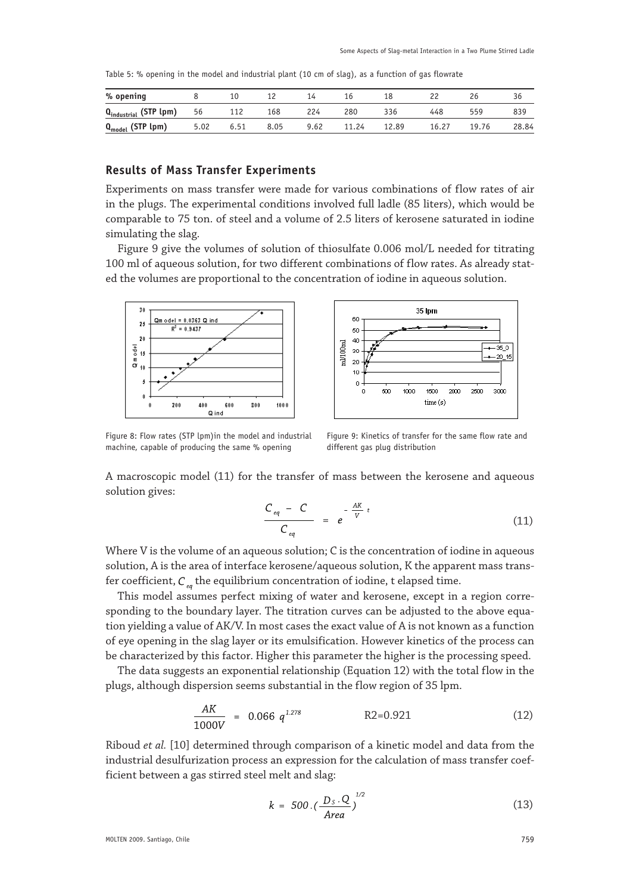Table 5: % opening in the model and industrial plant (10 cm of slag), as a function of gas flowrate

| % opening | 8 | 10 | 12 | 14 | 16 | 18 | 22 | 26 | 36 |
|---|---|---|---|---|---|---|---|---|---|
| $Q_{industrial}$ (STP lpm) | 56 | 112 | 168 | 224 | 280 | 336 | 448 | 559 | 839 |
| $Q_{model}$ (STP lpm) | 5.02 | 6.51 | 8.05 | 9.62 | 11.24 | 12.89 | 16.27 | 19.76 | 28.84 |

## Results of Mass Transfer Experiments

Experiments on mass transfer were made for various combinations of flow rates of air in the plugs. The experimental conditions involved full ladle (85 liters), which would be comparable to 75 ton. of steel and a volume of 2.5 liters of kerosene saturated in iodine simulating the slag.

Figure 9 give the volumes of solution of thiosulfate 0.006 mol/L needed for titrating 100 ml of aqueous solution, for two different combinations of flow rates. As already stated the volumes are proportional to the concentration of iodine in aqueous solution.

Figure 8: Flow rates (STP lpm)in the model and industrial machine, capable of producing the same % opening

Figure 9: Kinetics of transfer for the same flow rate and different gas plug distribution

A macroscopic model (11) for the transfer of mass between the kerosene and aqueous solution gives:

$$\frac{C_{eq} - C}{C_{eq}} = e^{-\frac{AK}{V}t} \tag{11}$$

Where V is the volume of an aqueous solution; C is the concentration of iodine in aqueous solution, A is the area of interface kerosene/aqueous solution, K the apparent mass transfer coefficient, $C_{eq}$ the equilibrium concentration of iodine, t elapsed time.

This model assumes perfect mixing of water and kerosene, except in a region corresponding to the boundary layer. The titration curves can be adjusted to the above equation yielding a value of AK/V. In most cases the exact value of A is not known as a function of eye opening in the slag layer or its emulsification. However kinetics of the process can be characterized by this factor. Higher this parameter the higher is the processing speed.

The data suggests an exponential relationship (Equation 12) with the total flow in the plugs, although dispersion seems substantial in the flow region of 35 lpm.

$$\frac{AK}{1000V} = 0.066\ q^{1.278} \qquad \text{R2=0.921} \tag{12}$$

Riboud *et al.* [10] determined through comparison of a kinetic model and data from the industrial desulfurization process an expression for the calculation of mass transfer coefficient between a gas stirred steel melt and slag:

$$k = 500 \cdot \left(\frac{D_S \cdot Q}{Area}\right)^{1/2} \tag{13}$$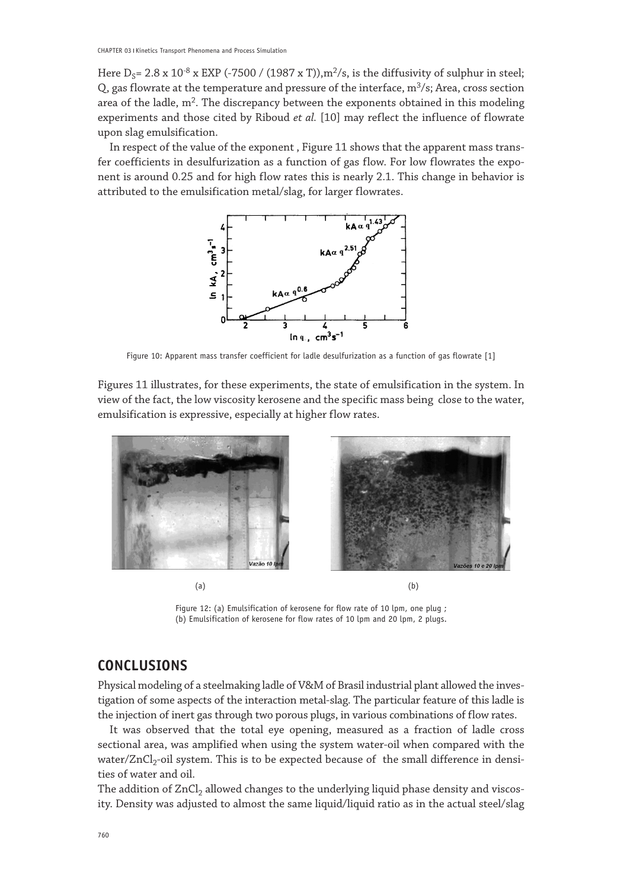Here $D_S = 2.8 \times 10^{-8} \times EXP(-7500 / (1987 \times T))$, $m^2/s$, is the diffusivity of sulphur in steel; Q, gas flowrate at the temperature and pressure of the interface, $m^3/s$; Area, cross section area of the ladle, $m^2$. The discrepancy between the exponents obtained in this modeling experiments and those cited by Riboud *et al.* [10] may reflect the influence of flowrate upon slag emulsification.

In respect of the value of the exponent , Figure 11 shows that the apparent mass transfer coefficients in desulfurization as a function of gas flow. For low flowrates the exponent is around 0.25 and for high flow rates this is nearly 2.1. This change in behavior is attributed to the emulsification metal/slag, for larger flowrates.

Figure 10: Apparent mass transfer coefficient for ladle desulfurization as a function of gas flowrate [1]

Figures 11 illustrates, for these experiments, the state of emulsification in the system. In view of the fact, the low viscosity kerosene and the specific mass being close to the water, emulsification is expressive, especially at higher flow rates.

Figure 12: (a) Emulsification of kerosene for flow rate of 10 lpm, one plug ; (b) Emulsification of kerosene for flow rates of 10 lpm and 20 lpm, 2 plugs.

## CONCLUSIONS

Physical modeling of a steelmaking ladle of V&M of Brasil industrial plant allowed the investigation of some aspects of the interaction metal-slag. The particular feature of this ladle is the injection of inert gas through two porous plugs, in various combinations of flow rates.

It was observed that the total eye opening, measured as a fraction of ladle cross sectional area, was amplified when using the system water-oil when compared with the water/$ZnCl_2$-oil system. This is to be expected because of the small difference in densities of water and oil.

The addition of $ZnCl_2$ allowed changes to the underlying liquid phase density and viscosity. Density was adjusted to almost the same liquid/liquid ratio as in the actual steel/slag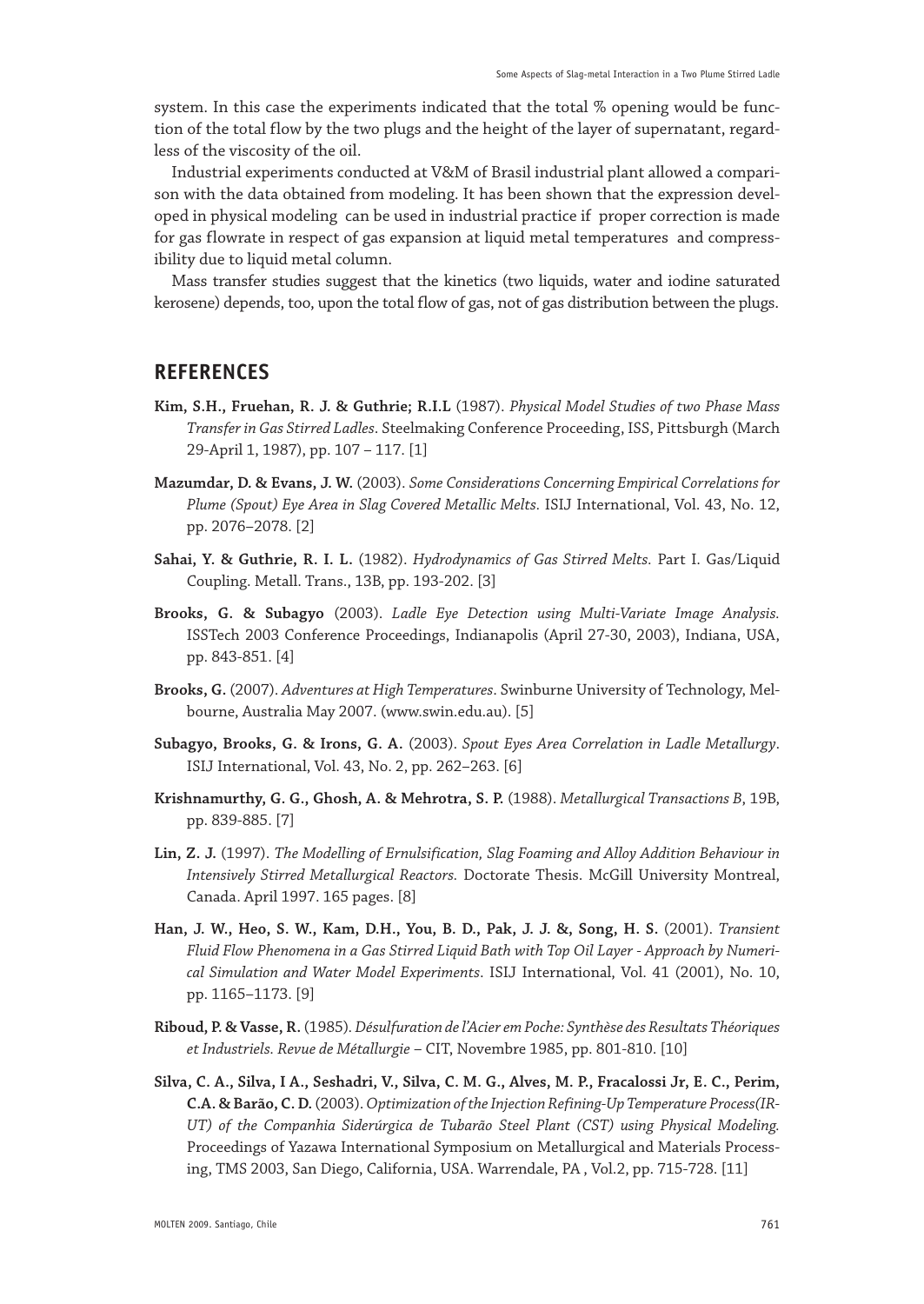system. In this case the experiments indicated that the total % opening would be function of the total flow by the two plugs and the height of the layer of supernatant, regardless of the viscosity of the oil.

Industrial experiments conducted at V&M of Brasil industrial plant allowed a comparison with the data obtained from modeling. It has been shown that the expression developed in physical modeling can be used in industrial practice if proper correction is made for gas flowrate in respect of gas expansion at liquid metal temperatures and compressibility due to liquid metal column.

Mass transfer studies suggest that the kinetics (two liquids, water and iodine saturated kerosene) depends, too, upon the total flow of gas, not of gas distribution between the plugs.

## REFERENCES

**Kim, S.H., Fruehan, R. J. & Guthrie; R.I.L** (1987). *Physical Model Studies of two Phase Mass Transfer in Gas Stirred Ladles*. Steelmaking Conference Proceeding, ISS, Pittsburgh (March 29-April 1, 1987), pp. 107 – 117. [1]

**Mazumdar, D. & Evans, J. W.** (2003). *Some Considerations Concerning Empirical Correlations for Plume (Spout) Eye Area in Slag Covered Metallic Melts.* ISIJ International, Vol. 43, No. 12, pp. 2076–2078. [2]

**Sahai, Y. & Guthrie, R. I. L.** (1982). *Hydrodynamics of Gas Stirred Melts.* Part I. Gas/Liquid Coupling. Metall. Trans., 13B, pp. 193-202. [3]

**Brooks, G. & Subagyo** (2003). *Ladle Eye Detection using Multi-Variate Image Analysis.* ISSTech 2003 Conference Proceedings, Indianapolis (April 27-30, 2003), Indiana, USA, pp. 843-851. [4]

**Brooks, G.** (2007). *Adventures at High Temperatures*. Swinburne University of Technology, Melbourne, Australia May 2007. (www.swin.edu.au). [5]

**Subagyo, Brooks, G. & Irons, G. A.** (2003). *Spout Eyes Area Correlation in Ladle Metallurgy*. ISIJ International, Vol. 43, No. 2, pp. 262–263. [6]

**Krishnamurthy, G. G., Ghosh, A. & Mehrotra, S. P.** (1988). *Metallurgical Transactions B*, 19B, pp. 839-885. [7]

**Lin, Z. J.** (1997). *The Modelling of Ernulsification, Slag Foaming and Alloy Addition Behaviour in Intensively Stirred Metallurgical Reactors.* Doctorate Thesis. McGill University Montreal, Canada. April 1997. 165 pages. [8]

**Han, J. W., Heo, S. W., Kam, D.H., You, B. D., Pak, J. J. &, Song, H. S.** (2001). *Transient Fluid Flow Phenomena in a Gas Stirred Liquid Bath with Top Oil Layer - Approach by Numerical Simulation and Water Model Experiments*. ISIJ International, Vol. 41 (2001), No. 10, pp. 1165–1173. [9]

**Riboud, P. & Vasse, R.** (1985). *Désulfuration de l'Acier em Poche: Synthèse des Resultats Théoriques et Industriels. Revue de Métallurgie* – CIT, Novembre 1985, pp. 801-810. [10]

**Silva, C. A., Silva, I A., Seshadri, V., Silva, C. M. G., Alves, M. P., Fracalossi Jr, E. C., Perim, C.A. & Barão, C. D.** (2003). *Optimization of the Injection Refining-Up Temperature Process(IR-UT) of the Companhia Siderúrgica de Tubarão Steel Plant (CST) using Physical Modeling.* Proceedings of Yazawa International Symposium on Metallurgical and Materials Processing, TMS 2003, San Diego, California, USA. Warrendale, PA , Vol.2, pp. 715-728. [11]